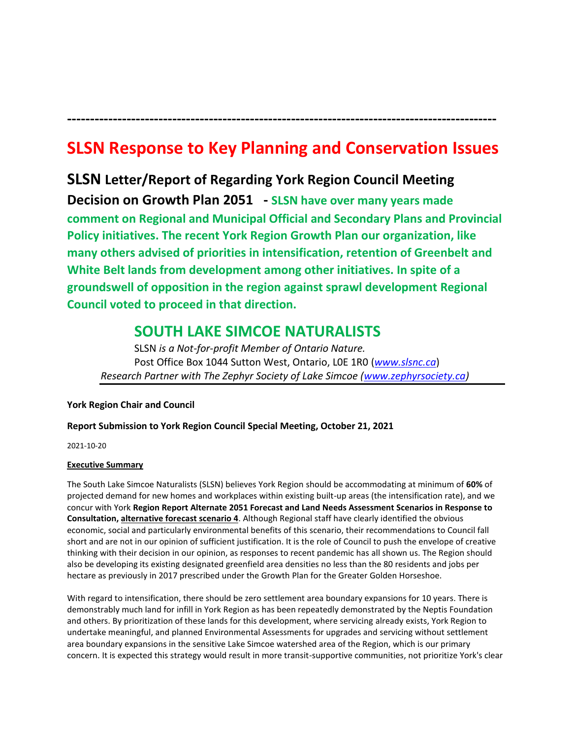---

# SLSN Response to Key Planning and Conservation Issues

## SLSN Letter/Report of Regarding York Region Council Meeting Decision on Growth Plan 2051 - **SLSN have over many years made comment on Regional and Municipal Official and Secondary Plans and Provincial Policy initiatives. The recent York Region Growth Plan our organization, like many others advised of priorities in intensification, retention of Greenbelt and White Belt lands from development among other initiatives. In spite of a groundswell of opposition in the region against sprawl development Regional Council voted to proceed in that direction.**

## SOUTH LAKE SIMCOE NATURALISTS

SLSN *is a Not-for-profit Member of Ontario Nature.*
Post Office Box 1044 Sutton West, Ontario, L0E 1R0 (*www.slsnc.ca*)
*Research Partner with The Zephyr Society of Lake Simcoe (www.zephyrsociety.ca)*

**York Region Chair and Council**

**Report Submission to York Region Council Special Meeting, October 21, 2021**

2021-10-20

**Executive Summary**

The South Lake Simcoe Naturalists (SLSN) believes York Region should be accommodating at minimum of **60%** of projected demand for new homes and workplaces within existing built-up areas (the intensification rate), and we concur with York **Region Report Alternate 2051 Forecast and Land Needs Assessment Scenarios in Response to Consultation, alternative forecast scenario 4**. Although Regional staff have clearly identified the obvious economic, social and particularly environmental benefits of this scenario, their recommendations to Council fall short and are not in our opinion of sufficient justification. It is the role of Council to push the envelope of creative thinking with their decision in our opinion, as responses to recent pandemic has all shown us. The Region should also be developing its existing designated greenfield area densities no less than the 80 residents and jobs per hectare as previously in 2017 prescribed under the Growth Plan for the Greater Golden Horseshoe.

With regard to intensification, there should be zero settlement area boundary expansions for 10 years. There is demonstrably much land for infill in York Region as has been repeatedly demonstrated by the Neptis Foundation and others. By prioritization of these lands for this development, where servicing already exists, York Region to undertake meaningful, and planned Environmental Assessments for upgrades and servicing without settlement area boundary expansions in the sensitive Lake Simcoe watershed area of the Region, which is our primary concern. It is expected this strategy would result in more transit-supportive communities, not prioritize York's clear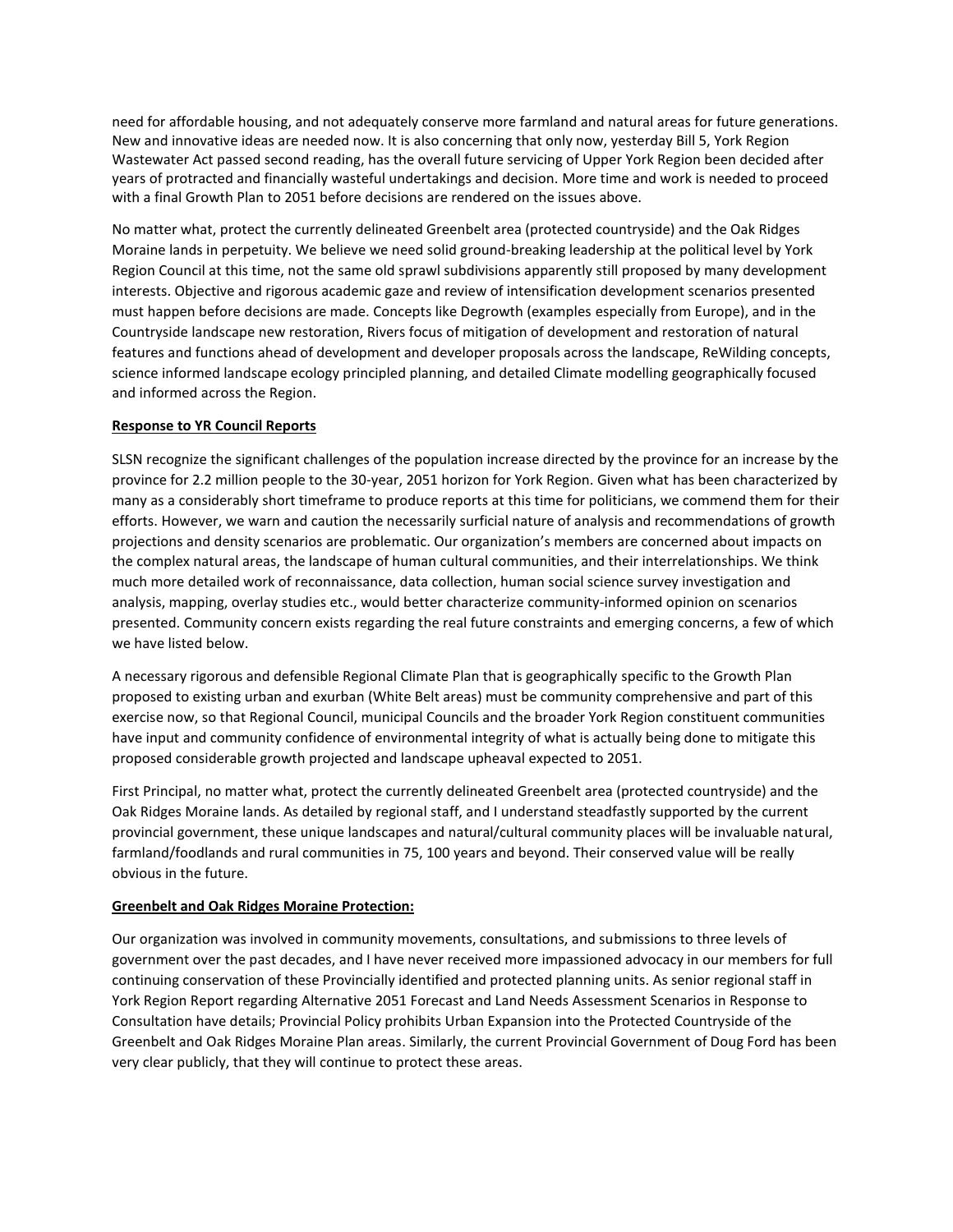need for affordable housing, and not adequately conserve more farmland and natural areas for future generations. New and innovative ideas are needed now. It is also concerning that only now, yesterday Bill 5, York Region Wastewater Act passed second reading, has the overall future servicing of Upper York Region been decided after years of protracted and financially wasteful undertakings and decision. More time and work is needed to proceed with a final Growth Plan to 2051 before decisions are rendered on the issues above.

No matter what, protect the currently delineated Greenbelt area (protected countryside) and the Oak Ridges Moraine lands in perpetuity. We believe we need solid ground-breaking leadership at the political level by York Region Council at this time, not the same old sprawl subdivisions apparently still proposed by many development interests. Objective and rigorous academic gaze and review of intensification development scenarios presented must happen before decisions are made. Concepts like Degrowth (examples especially from Europe), and in the Countryside landscape new restoration, Rivers focus of mitigation of development and restoration of natural features and functions ahead of development and developer proposals across the landscape, ReWilding concepts, science informed landscape ecology principled planning, and detailed Climate modelling geographically focused and informed across the Region.

**Response to YR Council Reports**

SLSN recognize the significant challenges of the population increase directed by the province for an increase by the province for 2.2 million people to the 30-year, 2051 horizon for York Region. Given what has been characterized by many as a considerably short timeframe to produce reports at this time for politicians, we commend them for their efforts. However, we warn and caution the necessarily surficial nature of analysis and recommendations of growth projections and density scenarios are problematic. Our organization's members are concerned about impacts on the complex natural areas, the landscape of human cultural communities, and their interrelationships. We think much more detailed work of reconnaissance, data collection, human social science survey investigation and analysis, mapping, overlay studies etc., would better characterize community-informed opinion on scenarios presented. Community concern exists regarding the real future constraints and emerging concerns, a few of which we have listed below.

A necessary rigorous and defensible Regional Climate Plan that is geographically specific to the Growth Plan proposed to existing urban and exurban (White Belt areas) must be community comprehensive and part of this exercise now, so that Regional Council, municipal Councils and the broader York Region constituent communities have input and community confidence of environmental integrity of what is actually being done to mitigate this proposed considerable growth projected and landscape upheaval expected to 2051.

First Principal, no matter what, protect the currently delineated Greenbelt area (protected countryside) and the Oak Ridges Moraine lands. As detailed by regional staff, and I understand steadfastly supported by the current provincial government, these unique landscapes and natural/cultural community places will be invaluable natural, farmland/foodlands and rural communities in 75, 100 years and beyond. Their conserved value will be really obvious in the future.

**Greenbelt and Oak Ridges Moraine Protection:**

Our organization was involved in community movements, consultations, and submissions to three levels of government over the past decades, and I have never received more impassioned advocacy in our members for full continuing conservation of these Provincially identified and protected planning units. As senior regional staff in York Region Report regarding Alternative 2051 Forecast and Land Needs Assessment Scenarios in Response to Consultation have details; Provincial Policy prohibits Urban Expansion into the Protected Countryside of the Greenbelt and Oak Ridges Moraine Plan areas. Similarly, the current Provincial Government of Doug Ford has been very clear publicly, that they will continue to protect these areas.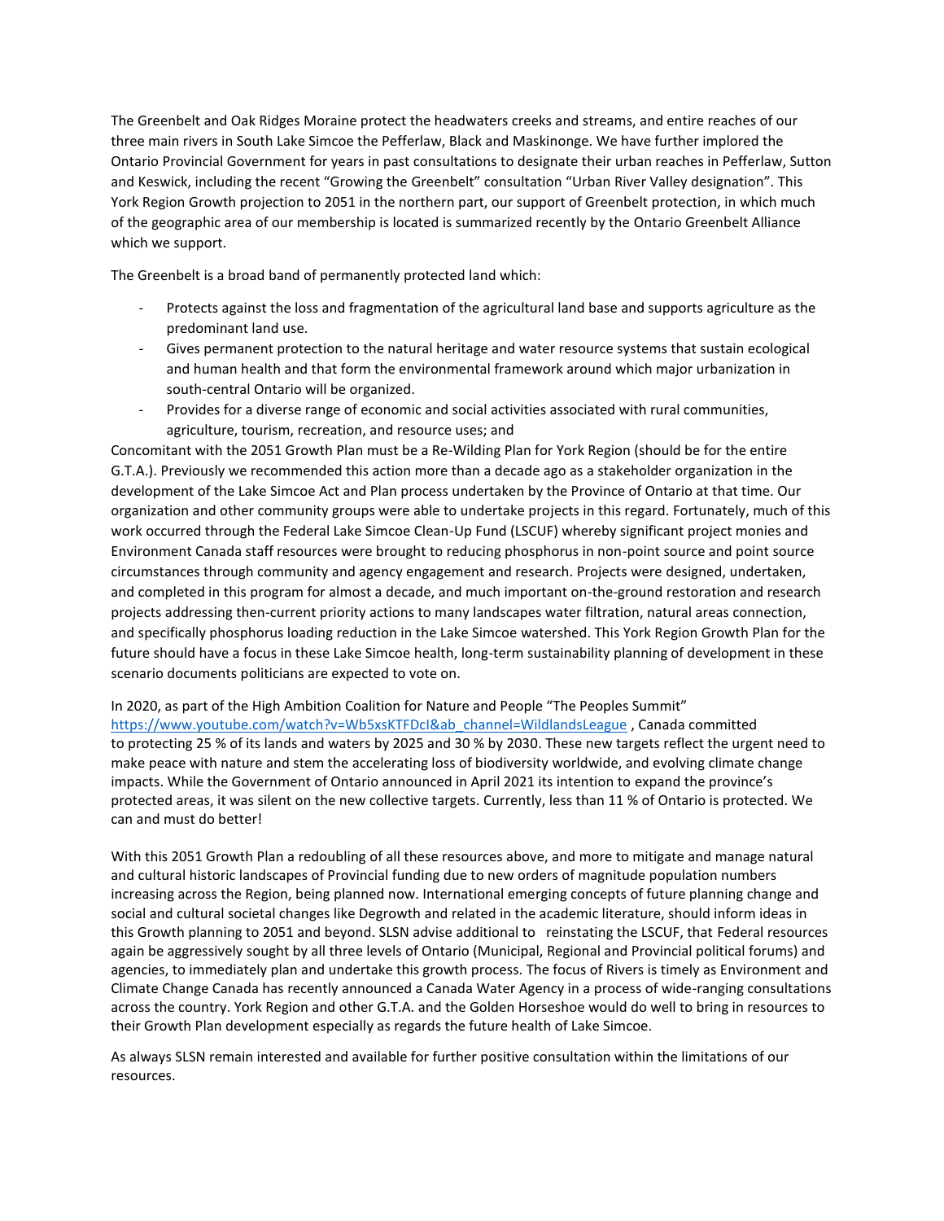The Greenbelt and Oak Ridges Moraine protect the headwaters creeks and streams, and entire reaches of our three main rivers in South Lake Simcoe the Pefferlaw, Black and Maskinonge. We have further implored the Ontario Provincial Government for years in past consultations to designate their urban reaches in Pefferlaw, Sutton and Keswick, including the recent "Growing the Greenbelt" consultation "Urban River Valley designation". This York Region Growth projection to 2051 in the northern part, our support of Greenbelt protection, in which much of the geographic area of our membership is located is summarized recently by the Ontario Greenbelt Alliance which we support.

The Greenbelt is a broad band of permanently protected land which:

- Protects against the loss and fragmentation of the agricultural land base and supports agriculture as the predominant land use.
- Gives permanent protection to the natural heritage and water resource systems that sustain ecological and human health and that form the environmental framework around which major urbanization in south-central Ontario will be organized.
- Provides for a diverse range of economic and social activities associated with rural communities, agriculture, tourism, recreation, and resource uses; and

Concomitant with the 2051 Growth Plan must be a Re-Wilding Plan for York Region (should be for the entire G.T.A.). Previously we recommended this action more than a decade ago as a stakeholder organization in the development of the Lake Simcoe Act and Plan process undertaken by the Province of Ontario at that time. Our organization and other community groups were able to undertake projects in this regard. Fortunately, much of this work occurred through the Federal Lake Simcoe Clean-Up Fund (LSCUF) whereby significant project monies and Environment Canada staff resources were brought to reducing phosphorus in non-point source and point source circumstances through community and agency engagement and research. Projects were designed, undertaken, and completed in this program for almost a decade, and much important on-the-ground restoration and research projects addressing then-current priority actions to many landscapes water filtration, natural areas connection, and specifically phosphorus loading reduction in the Lake Simcoe watershed. This York Region Growth Plan for the future should have a focus in these Lake Simcoe health, long-term sustainability planning of development in these scenario documents politicians are expected to vote on.

In 2020, as part of the High Ambition Coalition for Nature and People "The Peoples Summit" https://www.youtube.com/watch?v=Wb5xsKTFDcI&ab_channel=WildlandsLeague , Canada committed to protecting 25 % of its lands and waters by 2025 and 30 % by 2030. These new targets reflect the urgent need to make peace with nature and stem the accelerating loss of biodiversity worldwide, and evolving climate change impacts. While the Government of Ontario announced in April 2021 its intention to expand the province's protected areas, it was silent on the new collective targets. Currently, less than 11 % of Ontario is protected. We can and must do better!

With this 2051 Growth Plan a redoubling of all these resources above, and more to mitigate and manage natural and cultural historic landscapes of Provincial funding due to new orders of magnitude population numbers increasing across the Region, being planned now. International emerging concepts of future planning change and social and cultural societal changes like Degrowth and related in the academic literature, should inform ideas in this Growth planning to 2051 and beyond. SLSN advise additional to reinstating the LSCUF, that Federal resources again be aggressively sought by all three levels of Ontario (Municipal, Regional and Provincial political forums) and agencies, to immediately plan and undertake this growth process. The focus of Rivers is timely as Environment and Climate Change Canada has recently announced a Canada Water Agency in a process of wide-ranging consultations across the country. York Region and other G.T.A. and the Golden Horseshoe would do well to bring in resources to their Growth Plan development especially as regards the future health of Lake Simcoe.

As always SLSN remain interested and available for further positive consultation within the limitations of our resources.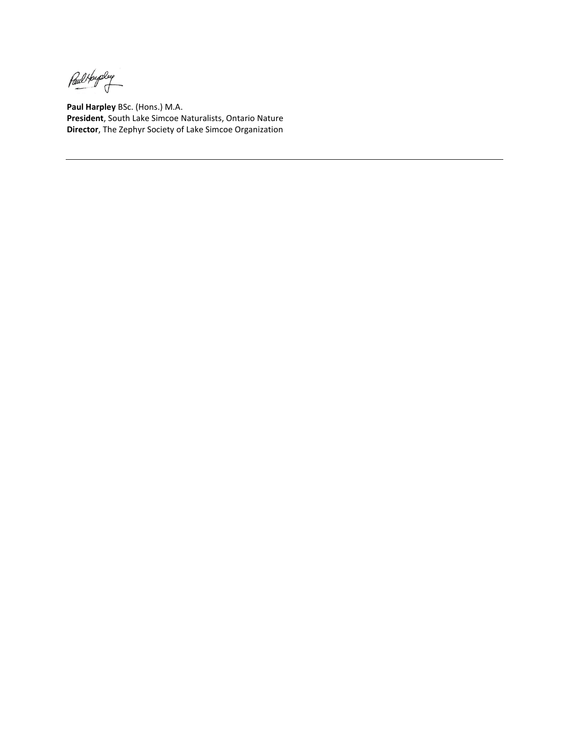**Paul Harpley** BSc. (Hons.) M.A.
**President**, South Lake Simcoe Naturalists, Ontario Nature
**Director**, The Zephyr Society of Lake Simcoe Organization

---